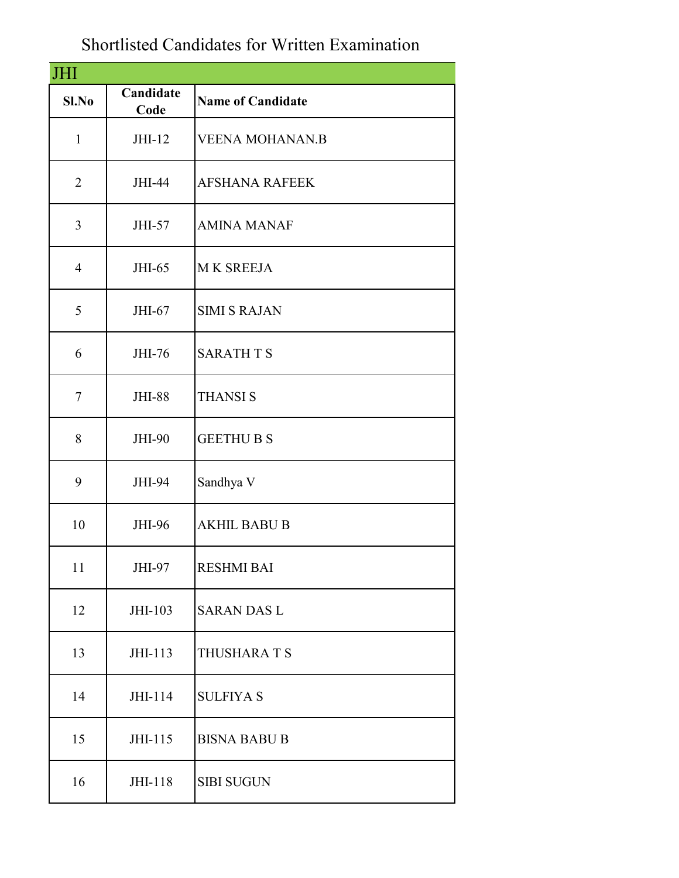# Shortlisted Candidates for Written Examination

## JHI

| Sl.No | Candidate Code | Name of Candidate |
|---|---|---|
| 1 | JHI-12 | VEENA MOHANAN.B |
| 2 | JHI-44 | AFSHANA RAFEEK |
| 3 | JHI-57 | AMINA MANAF |
| 4 | JHI-65 | M K SREEJA |
| 5 | JHI-67 | SIMI S RAJAN |
| 6 | JHI-76 | SARATH T S |
| 7 | JHI-88 | THANSI S |
| 8 | JHI-90 | GEETHU B S |
| 9 | JHI-94 | Sandhya V |
| 10 | JHI-96 | AKHIL BABU B |
| 11 | JHI-97 | RESHMI BAI |
| 12 | JHI-103 | SARAN DAS L |
| 13 | JHI-113 | THUSHARA T S |
| 14 | JHI-114 | SULFIYA S |
| 15 | JHI-115 | BISNA BABU B |
| 16 | JHI-118 | SIBI SUGUN |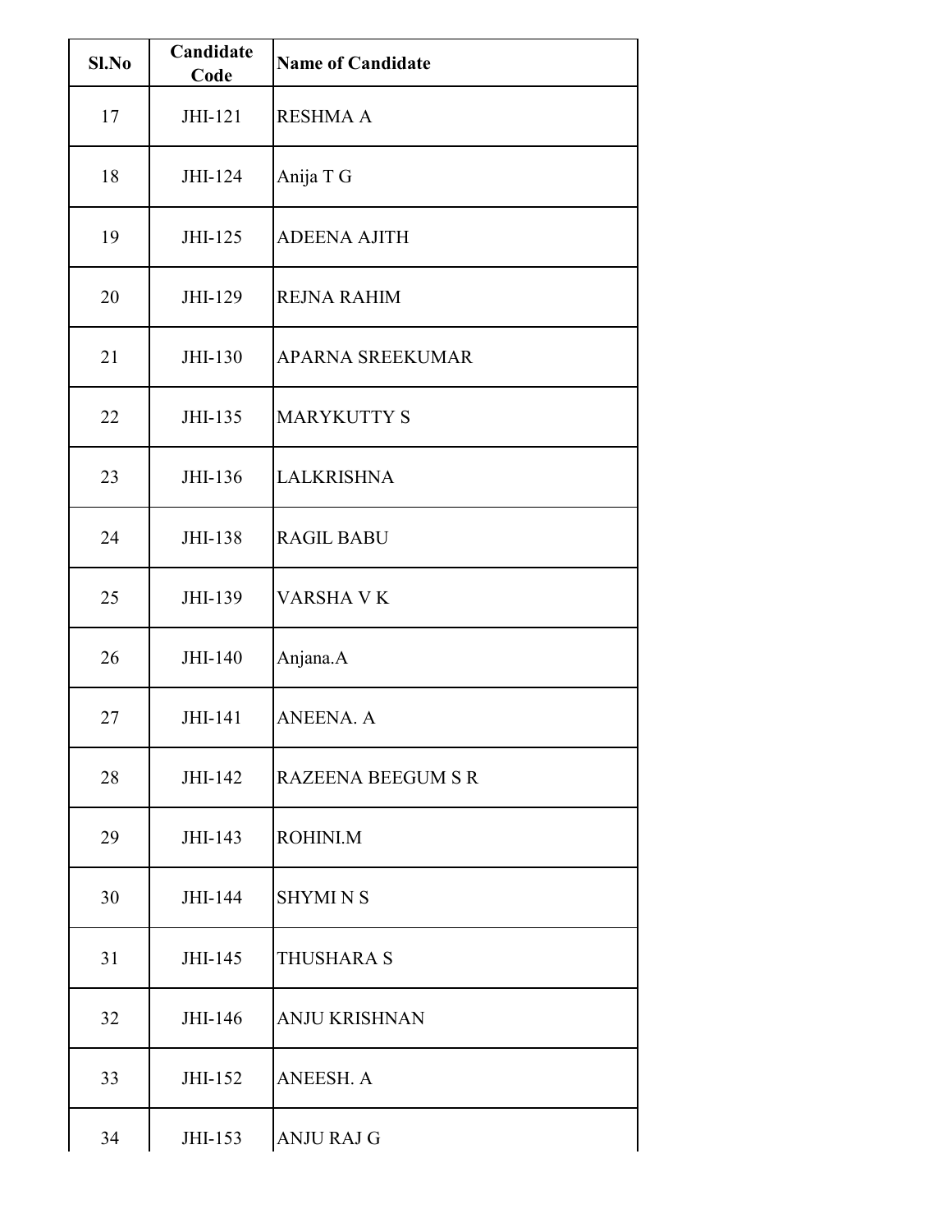| Sl.No | Candidate Code | Name of Candidate |
|---|---|---|
| 17 | JHI-121 | RESHMA A |
| 18 | JHI-124 | Anija T G |
| 19 | JHI-125 | ADEENA AJITH |
| 20 | JHI-129 | REJNA RAHIM |
| 21 | JHI-130 | APARNA SREEKUMAR |
| 22 | JHI-135 | MARYKUTTY S |
| 23 | JHI-136 | LALKRISHNA |
| 24 | JHI-138 | RAGIL BABU |
| 25 | JHI-139 | VARSHA V K |
| 26 | JHI-140 | Anjana.A |
| 27 | JHI-141 | ANEENA. A |
| 28 | JHI-142 | RAZEENA BEEGUM S R |
| 29 | JHI-143 | ROHINI.M |
| 30 | JHI-144 | SHYMI N S |
| 31 | JHI-145 | THUSHARA S |
| 32 | JHI-146 | ANJU KRISHNAN |
| 33 | JHI-152 | ANEESH. A |
| 34 | JHI-153 | ANJU RAJ G |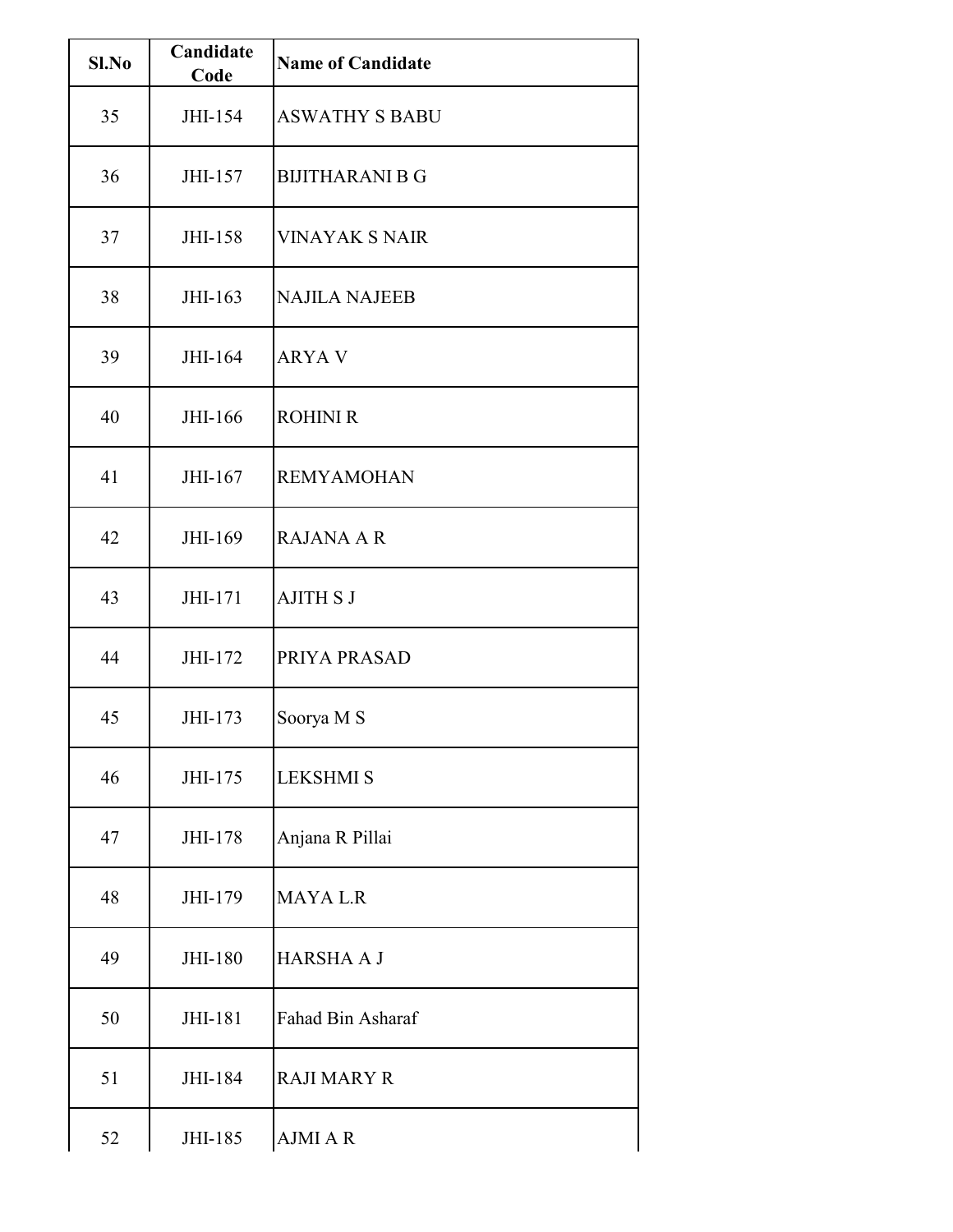| Sl.No | Candidate Code | Name of Candidate |
| --- | --- | --- |
| 35 | JHI-154 | ASWATHY S BABU |
| 36 | JHI-157 | BIJITHARANI B G |
| 37 | JHI-158 | VINAYAK S NAIR |
| 38 | JHI-163 | NAJILA NAJEEB |
| 39 | JHI-164 | ARYA V |
| 40 | JHI-166 | ROHINI R |
| 41 | JHI-167 | REMYAMOHAN |
| 42 | JHI-169 | RAJANA A R |
| 43 | JHI-171 | AJITH S J |
| 44 | JHI-172 | PRIYA PRASAD |
| 45 | JHI-173 | Soorya M S |
| 46 | JHI-175 | LEKSHMI S |
| 47 | JHI-178 | Anjana R Pillai |
| 48 | JHI-179 | MAYA L.R |
| 49 | JHI-180 | HARSHA A J |
| 50 | JHI-181 | Fahad Bin Asharaf |
| 51 | JHI-184 | RAJI MARY R |
| 52 | JHI-185 | AJMI A R |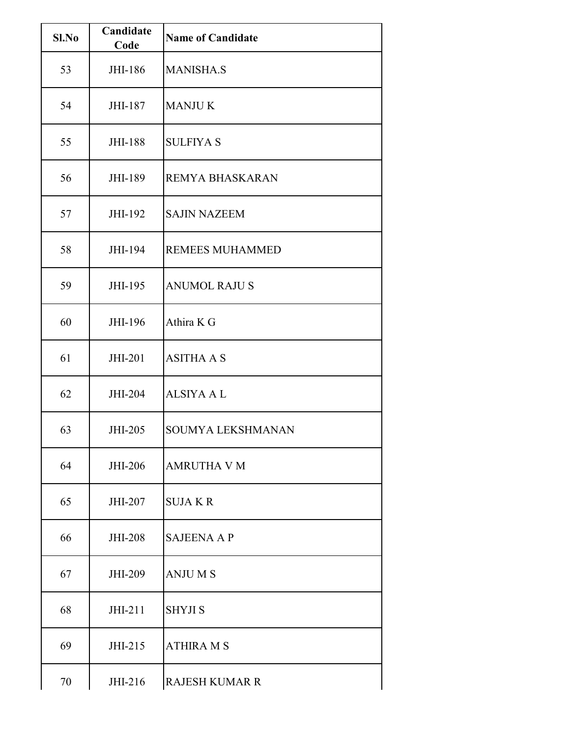| Sl.No | Candidate Code | Name of Candidate |
| --- | --- | --- |
| 53 | JHI-186 | MANISHA.S |
| 54 | JHI-187 | MANJU K |
| 55 | JHI-188 | SULFIYA S |
| 56 | JHI-189 | REMYA BHASKARAN |
| 57 | JHI-192 | SAJIN NAZEEM |
| 58 | JHI-194 | REMEES MUHAMMED |
| 59 | JHI-195 | ANUMOL RAJU S |
| 60 | JHI-196 | Athira K G |
| 61 | JHI-201 | ASITHA A S |
| 62 | JHI-204 | ALSIYA A L |
| 63 | JHI-205 | SOUMYA LEKSHMANAN |
| 64 | JHI-206 | AMRUTHA V M |
| 65 | JHI-207 | SUJA K R |
| 66 | JHI-208 | SAJEENA A P |
| 67 | JHI-209 | ANJU M S |
| 68 | JHI-211 | SHYJI S |
| 69 | JHI-215 | ATHIRA M S |
| 70 | JHI-216 | RAJESH KUMAR R |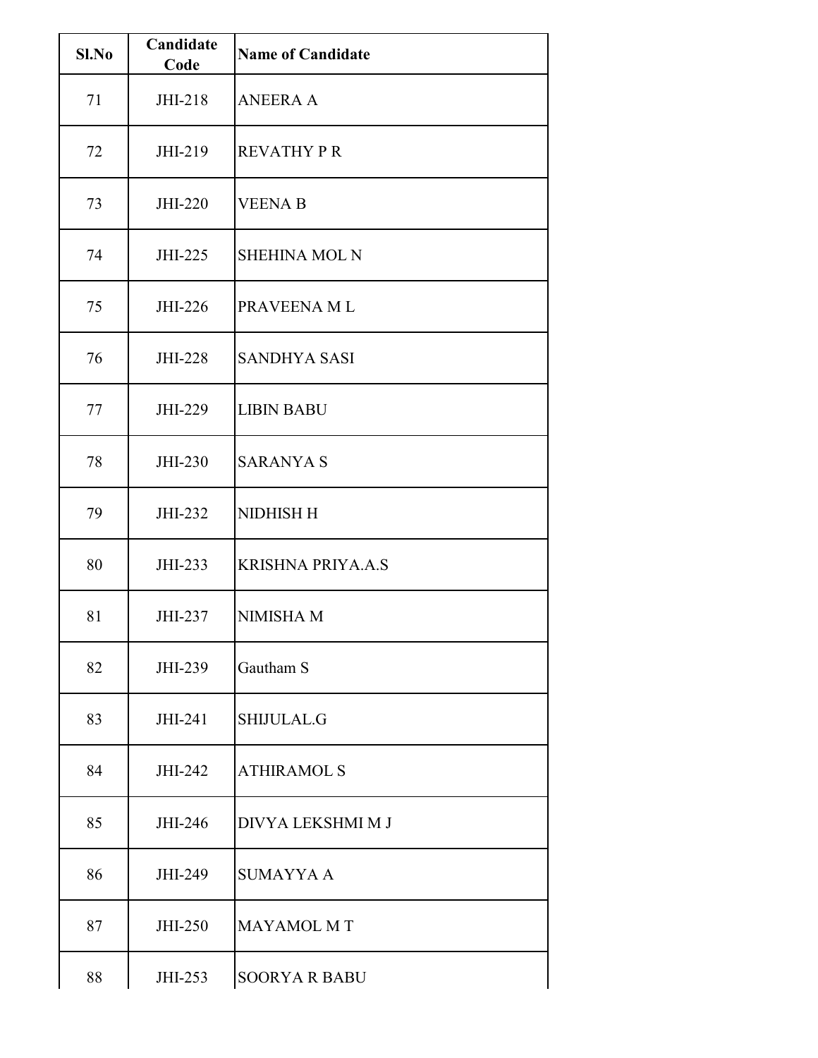| Sl.No | Candidate Code | Name of Candidate |
|---|---|---|
| 71 | JHI-218 | ANEERA A |
| 72 | JHI-219 | REVATHY P R |
| 73 | JHI-220 | VEENA B |
| 74 | JHI-225 | SHEHINA MOL N |
| 75 | JHI-226 | PRAVEENA M L |
| 76 | JHI-228 | SANDHYA SASI |
| 77 | JHI-229 | LIBIN BABU |
| 78 | JHI-230 | SARANYA S |
| 79 | JHI-232 | NIDHISH H |
| 80 | JHI-233 | KRISHNA PRIYA.A.S |
| 81 | JHI-237 | NIMISHA M |
| 82 | JHI-239 | Gautham S |
| 83 | JHI-241 | SHIJULAL.G |
| 84 | JHI-242 | ATHIRAMOL S |
| 85 | JHI-246 | DIVYA LEKSHMI M J |
| 86 | JHI-249 | SUMAYYA A |
| 87 | JHI-250 | MAYAMOL M T |
| 88 | JHI-253 | SOORYA R BABU |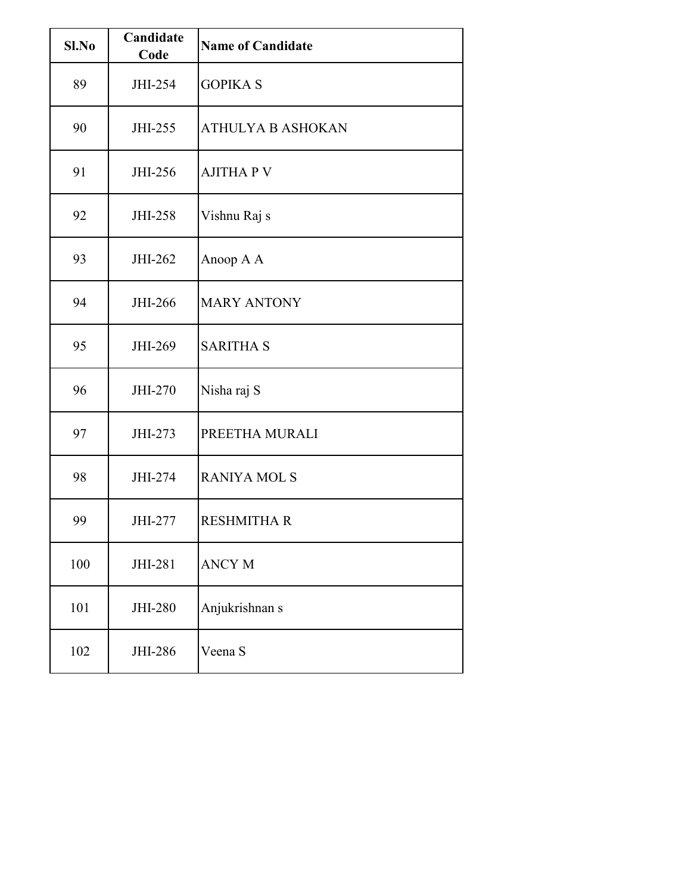| Sl.No | Candidate Code | Name of Candidate |
| --- | --- | --- |
| 89 | JHI-254 | GOPIKA S |
| 90 | JHI-255 | ATHULYA B ASHOKAN |
| 91 | JHI-256 | AJITHA P V |
| 92 | JHI-258 | Vishnu Raj s |
| 93 | JHI-262 | Anoop A A |
| 94 | JHI-266 | MARY ANTONY |
| 95 | JHI-269 | SARITHA S |
| 96 | JHI-270 | Nisha raj S |
| 97 | JHI-273 | PREETHA MURALI |
| 98 | JHI-274 | RANIYA MOL S |
| 99 | JHI-277 | RESHMITHA R |
| 100 | JHI-281 | ANCY M |
| 101 | JHI-280 | Anjukrishnan s |
| 102 | JHI-286 | Veena S |